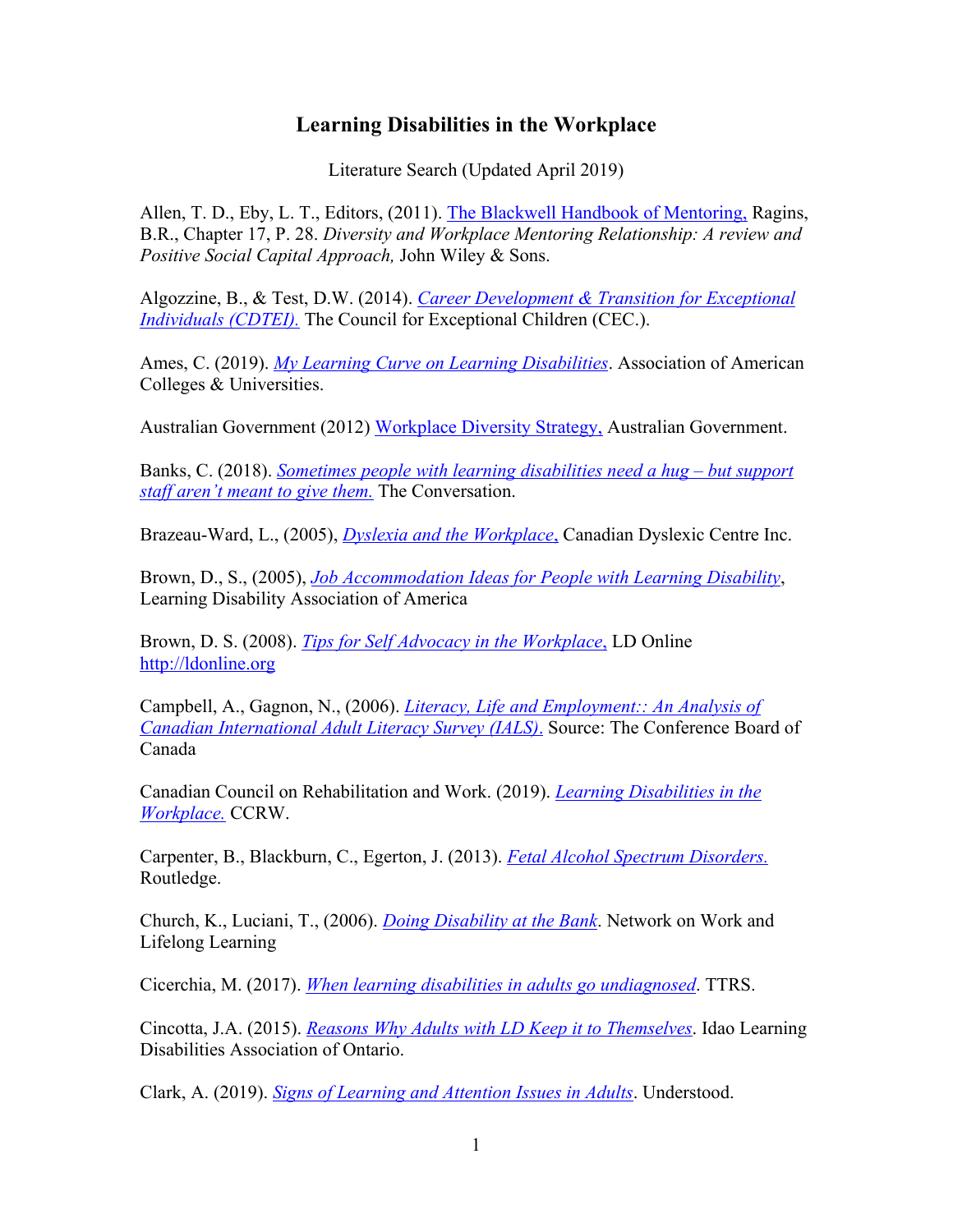# Learning Disabilities in the Workplace

Literature Search (Updated April 2019)

Allen, T. D., Eby, L. T., Editors, (2011). The Blackwell Handbook of Mentoring, Ragins, B.R., Chapter 17, P. 28. *Diversity and Workplace Mentoring Relationship: A review and Positive Social Capital Approach,* John Wiley & Sons.

Algozzine, B., & Test, D.W. (2014). *Career Development & Transition for Exceptional Individuals (CDTEI).* The Council for Exceptional Children (CEC.).

Ames, C. (2019). *My Learning Curve on Learning Disabilities*. Association of American Colleges & Universities.

Australian Government (2012) Workplace Diversity Strategy, Australian Government.

Banks, C. (2018). *Sometimes people with learning disabilities need a hug – but support staff aren't meant to give them.* The Conversation.

Brazeau-Ward, L., (2005), *Dyslexia and the Workplace*, Canadian Dyslexic Centre Inc.

Brown, D., S., (2005), *Job Accommodation Ideas for People with Learning Disability*, Learning Disability Association of America

Brown, D. S. (2008). *Tips for Self Advocacy in the Workplace*, LD Online http://ldonline.org

Campbell, A., Gagnon, N., (2006). *Literacy, Life and Employment:: An Analysis of Canadian International Adult Literacy Survey (IALS).* Source: The Conference Board of Canada

Canadian Council on Rehabilitation and Work. (2019). *Learning Disabilities in the Workplace.* CCRW.

Carpenter, B., Blackburn, C., Egerton, J. (2013). *Fetal Alcohol Spectrum Disorders.* Routledge.

Church, K., Luciani, T., (2006). *Doing Disability at the Bank*. Network on Work and Lifelong Learning

Cicerchia, M. (2017). *When learning disabilities in adults go undiagnosed*. TTRS.

Cincotta, J.A. (2015). *Reasons Why Adults with LD Keep it to Themselves*. Idao Learning Disabilities Association of Ontario.

Clark, A. (2019). *Signs of Learning and Attention Issues in Adults*. Understood.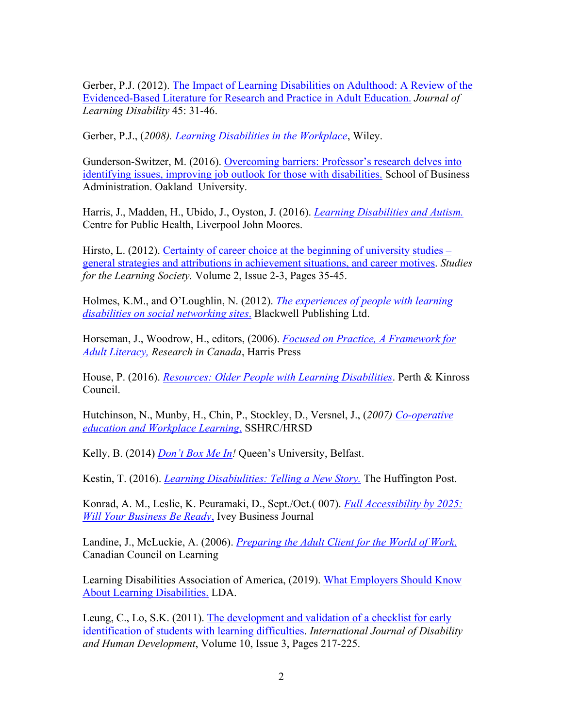Gerber, P.J. (2012). The Impact of Learning Disabilities on Adulthood: A Review of the Evidenced-Based Literature for Research and Practice in Adult Education. *Journal of Learning Disability* 45: 31-46.

Gerber, P.J., (*2008). Learning Disabilities in the Workplace*, Wiley.

Gunderson-Switzer, M. (2016). Overcoming barriers: Professor's research delves into identifying issues, improving job outlook for those with disabilities. School of Business Administration. Oakland University.

Harris, J., Madden, H., Ubido, J., Oyston, J. (2016). *Learning Disabilities and Autism.* Centre for Public Health, Liverpool John Moores.

Hirsto, L. (2012). Certainty of career choice at the beginning of university studies – general strategies and attributions in achievement situations, and career motives. *Studies for the Learning Society.* Volume 2, Issue 2-3, Pages 35-45.

Holmes, K.M., and O'Loughlin, N. (2012). *The experiences of people with learning disabilities on social networking sites*. Blackwell Publishing Ltd.

Horseman, J., Woodrow, H., editors, (2006). *Focused on Practice, A Framework for Adult Literacy, Research in Canada*, Harris Press

House, P. (2016). *Resources: Older People with Learning Disabilities*. Perth & Kinross Council.

Hutchinson, N., Munby, H., Chin, P., Stockley, D., Versnel, J., (*2007) Co-operative education and Workplace Learning,* SSHRC/HRSD

Kelly, B. (2014) *Don't Box Me In!* Queen's University, Belfast.

Kestin, T. (2016). *Learning Disabiulities: Telling a New Story.* The Huffington Post.

Konrad, A. M., Leslie, K. Peuramaki, D., Sept./Oct.( 007). *Full Accessibility by 2025: Will Your Business Be Ready,* Ivey Business Journal

Landine, J., McLuckie, A. (2006). *Preparing the Adult Client for the World of Work.* Canadian Council on Learning

Learning Disabilities Association of America, (2019). What Employers Should Know About Learning Disabilities. LDA.

Leung, C., Lo, S.K. (2011). The development and validation of a checklist for early identification of students with learning difficulties. *International Journal of Disability and Human Development*, Volume 10, Issue 3, Pages 217-225.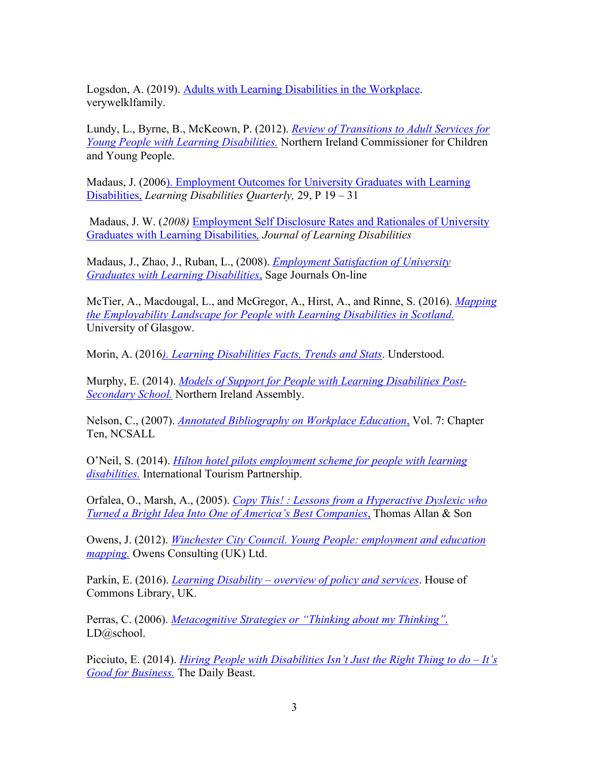Logsdon, A. (2019). Adults with Learning Disabilities in the Workplace. verywelklfamily.

Lundy, L., Byrne, B., McKeown, P. (2012). *Review of Transitions to Adult Services for Young People with Learning Disabilities.* Northern Ireland Commissioner for Children and Young People.

Madaus, J. (2006). Employment Outcomes for University Graduates with Learning Disabilities, *Learning Disabilities Quarterly,* 29, P 19 – 31

Madaus, J. W. (*2008)* Employment Self Disclosure Rates and Rationales of University Graduates with Learning Disabilities, *Journal of Learning Disabilities*

Madaus, J., Zhao, J., Ruban, L., (2008). *Employment Satisfaction of University Graduates with Learning Disabilities*, Sage Journals On-line

McTier, A., Macdougal, L., and McGregor, A., Hirst, A., and Rinne, S. (2016). *Mapping the Employability Landscape for People with Learning Disabilities in Scotland.* University of Glasgow.

Morin, A. (2016*). Learning Disabilities Facts, Trends and Stats*. Understood.

Murphy, E. (2014). *Models of Support for People with Learning Disabilities Post-Secondary School.* Northern Ireland Assembly.

Nelson, C., (2007). *Annotated Bibliography on Workplace Education*, Vol. 7: Chapter Ten, NCSALL

O'Neil, S. (2014). *Hilton hotel pilots employment scheme for people with learning disabilities.* International Tourism Partnership.

Orfalea, O., Marsh, A., (2005). *Copy This! : Lessons from a Hyperactive Dyslexic who Turned a Bright Idea Into One of America's Best Companies*, Thomas Allan & Son

Owens, J. (2012). *Winchester City Council. Young People: employment and education mapping.* Owens Consulting (UK) Ltd.

Parkin, E. (2016). *Learning Disability – overview of policy and services*. House of Commons Library, UK.

Perras, C. (2006). *Metacognitive Strategies or "Thinking about my Thinking".* LD@school.

Picciuto, E. (2014). *Hiring People with Disabilities Isn't Just the Right Thing to do – It's Good for Business.* The Daily Beast.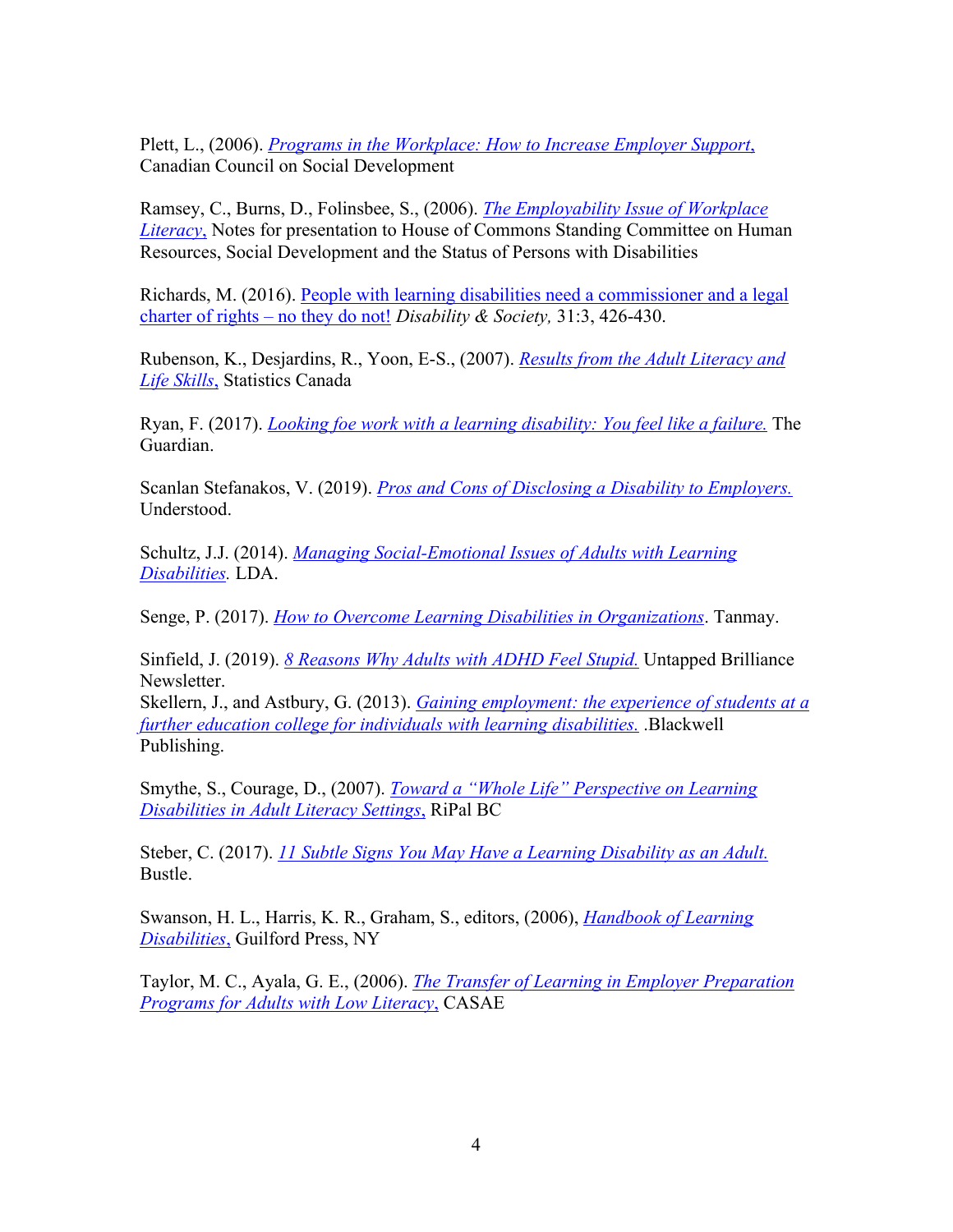Plett, L., (2006). *Programs in the Workplace: How to Increase Employer Support*, Canadian Council on Social Development

Ramsey, C., Burns, D., Folinsbee, S., (2006). *The Employability Issue of Workplace Literacy*, Notes for presentation to House of Commons Standing Committee on Human Resources, Social Development and the Status of Persons with Disabilities

Richards, M. (2016). People with learning disabilities need a commissioner and a legal charter of rights – no they do not! *Disability & Society,* 31:3, 426-430.

Rubenson, K., Desjardins, R., Yoon, E-S., (2007). *Results from the Adult Literacy and Life Skills*, Statistics Canada

Ryan, F. (2017). *Looking foe work with a learning disability: You feel like a failure.* The Guardian.

Scanlan Stefanakos, V. (2019). *Pros and Cons of Disclosing a Disability to Employers.* Understood.

Schultz, J.J. (2014). *Managing Social-Emotional Issues of Adults with Learning Disabilities.* LDA.

Senge, P. (2017). *How to Overcome Learning Disabilities in Organizations*. Tanmay.

Sinfield, J. (2019). *8 Reasons Why Adults with ADHD Feel Stupid.* Untapped Brilliance Newsletter.

Skellern, J., and Astbury, G. (2013). *Gaining employment: the experience of students at a further education college for individuals with learning disabilities.* .Blackwell Publishing.

Smythe, S., Courage, D., (2007). *Toward a "Whole Life" Perspective on Learning Disabilities in Adult Literacy Settings*, RiPal BC

Steber, C. (2017). *11 Subtle Signs You May Have a Learning Disability as an Adult.* Bustle.

Swanson, H. L., Harris, K. R., Graham, S., editors, (2006), *Handbook of Learning Disabilities*, Guilford Press, NY

Taylor, M. C., Ayala, G. E., (2006). *The Transfer of Learning in Employer Preparation Programs for Adults with Low Literacy*, CASAE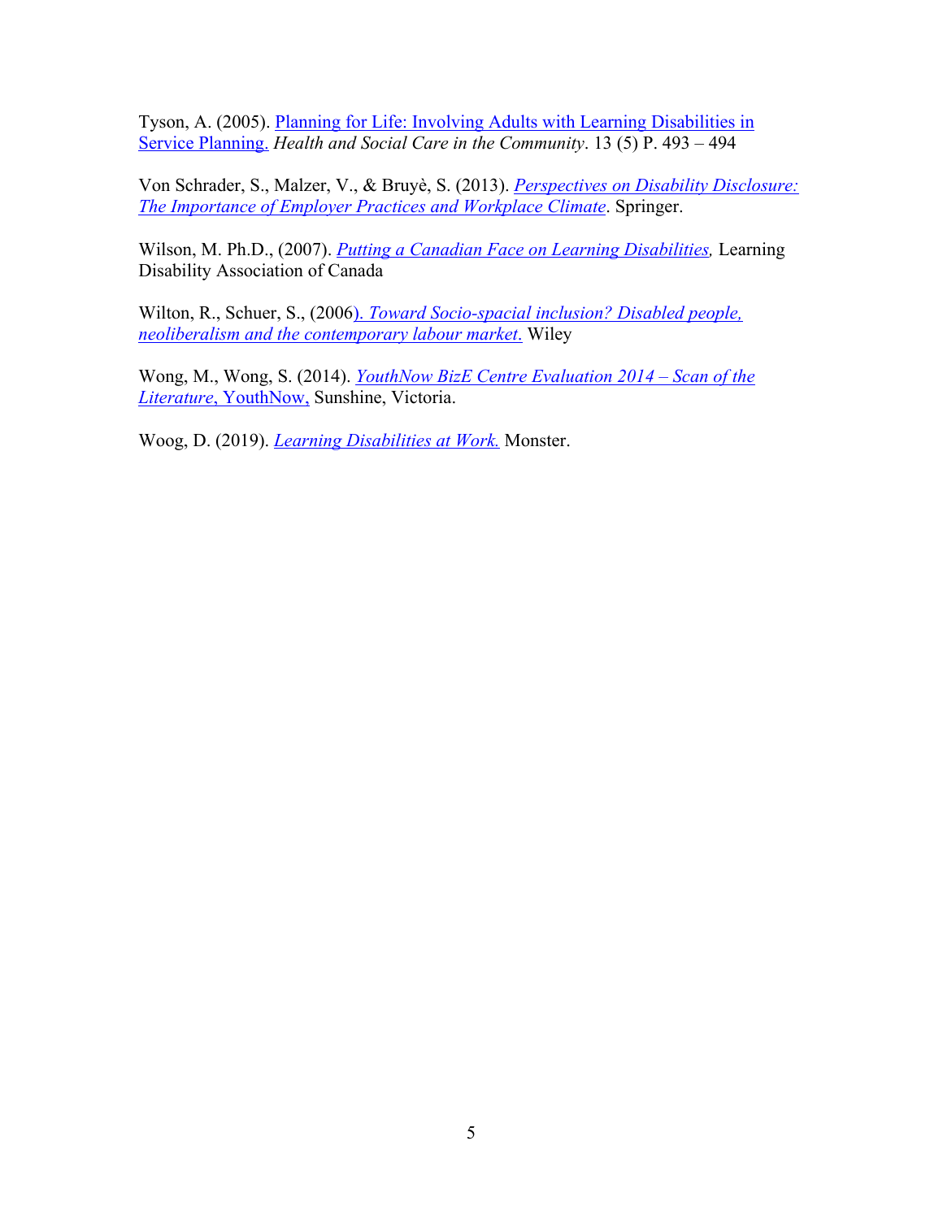Tyson, A. (2005). Planning for Life: Involving Adults with Learning Disabilities in Service Planning. *Health and Social Care in the Community*. 13 (5) P. 493 – 494

Von Schrader, S., Malzer, V., & Bruyè, S. (2013). *Perspectives on Disability Disclosure: The Importance of Employer Practices and Workplace Climate*. Springer.

Wilson, M. Ph.D., (2007). *Putting a Canadian Face on Learning Disabilities,* Learning Disability Association of Canada

Wilton, R., Schuer, S., (2006). *Toward Socio-spacial inclusion? Disabled people, neoliberalism and the contemporary labour market.* Wiley

Wong, M., Wong, S. (2014). *YouthNow BizE Centre Evaluation 2014 – Scan of the Literature*, YouthNow, Sunshine, Victoria.

Woog, D. (2019). *Learning Disabilities at Work.* Monster.